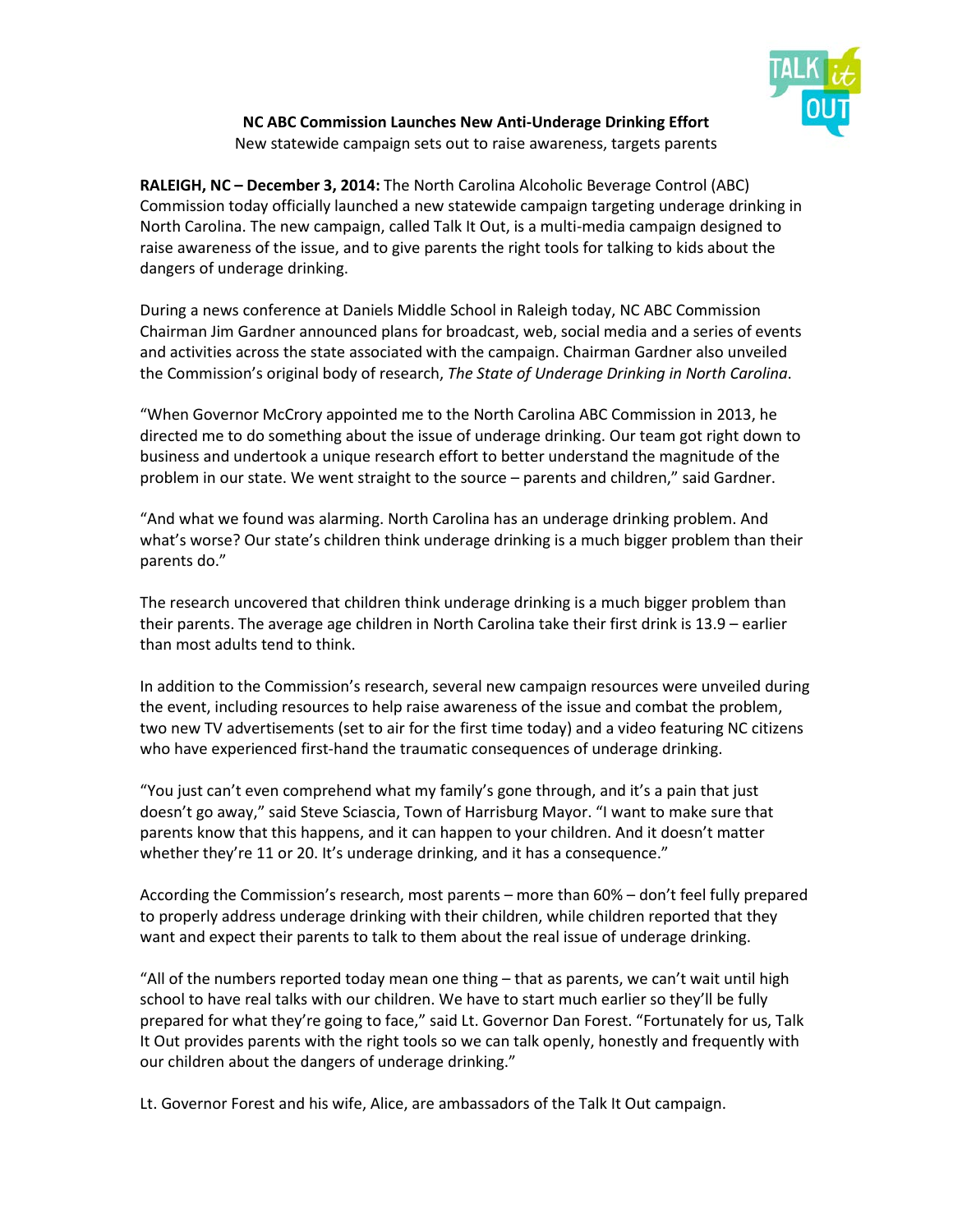**NC ABC Commission Launches New Anti-Underage Drinking Effort**

New statewide campaign sets out to raise awareness, targets parents

**RALEIGH, NC – December 3, 2014:** The North Carolina Alcoholic Beverage Control (ABC) Commission today officially launched a new statewide campaign targeting underage drinking in North Carolina. The new campaign, called Talk It Out, is a multi-media campaign designed to raise awareness of the issue, and to give parents the right tools for talking to kids about the dangers of underage drinking.

During a news conference at Daniels Middle School in Raleigh today, NC ABC Commission Chairman Jim Gardner announced plans for broadcast, web, social media and a series of events and activities across the state associated with the campaign. Chairman Gardner also unveiled the Commission's original body of research, *The State of Underage Drinking in North Carolina*.

"When Governor McCrory appointed me to the North Carolina ABC Commission in 2013, he directed me to do something about the issue of underage drinking. Our team got right down to business and undertook a unique research effort to better understand the magnitude of the problem in our state. We went straight to the source – parents and children," said Gardner.

"And what we found was alarming. North Carolina has an underage drinking problem. And what's worse? Our state's children think underage drinking is a much bigger problem than their parents do."

The research uncovered that children think underage drinking is a much bigger problem than their parents. The average age children in North Carolina take their first drink is 13.9 – earlier than most adults tend to think.

In addition to the Commission's research, several new campaign resources were unveiled during the event, including resources to help raise awareness of the issue and combat the problem, two new TV advertisements (set to air for the first time today) and a video featuring NC citizens who have experienced first-hand the traumatic consequences of underage drinking.

"You just can't even comprehend what my family's gone through, and it's a pain that just doesn't go away," said Steve Sciascia, Town of Harrisburg Mayor. "I want to make sure that parents know that this happens, and it can happen to your children. And it doesn't matter whether they're 11 or 20. It's underage drinking, and it has a consequence."

According the Commission's research, most parents – more than 60% – don't feel fully prepared to properly address underage drinking with their children, while children reported that they want and expect their parents to talk to them about the real issue of underage drinking.

"All of the numbers reported today mean one thing – that as parents, we can't wait until high school to have real talks with our children. We have to start much earlier so they'll be fully prepared for what they're going to face," said Lt. Governor Dan Forest. "Fortunately for us, Talk It Out provides parents with the right tools so we can talk openly, honestly and frequently with our children about the dangers of underage drinking."

Lt. Governor Forest and his wife, Alice, are ambassadors of the Talk It Out campaign.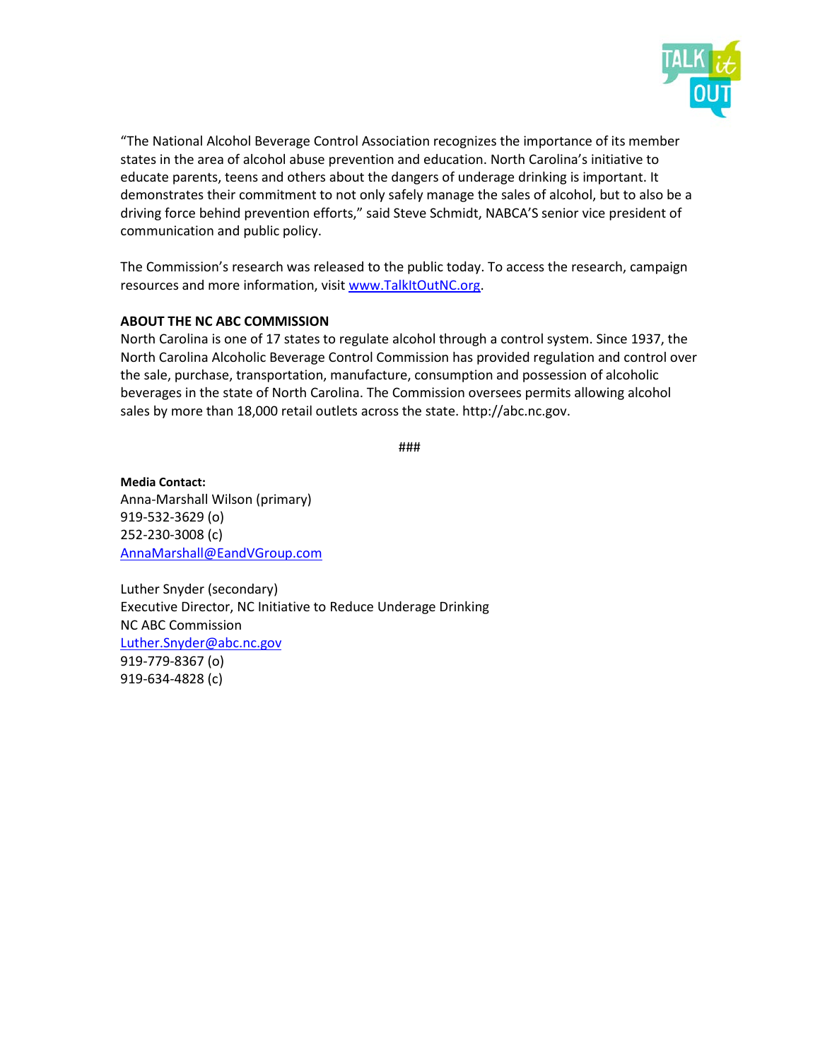"The National Alcohol Beverage Control Association recognizes the importance of its member states in the area of alcohol abuse prevention and education. North Carolina's initiative to educate parents, teens and others about the dangers of underage drinking is important. It demonstrates their commitment to not only safely manage the sales of alcohol, but to also be a driving force behind prevention efforts," said Steve Schmidt, NABCA'S senior vice president of communication and public policy.

The Commission's research was released to the public today. To access the research, campaign resources and more information, visit www.TalkItOutNC.org.

**ABOUT THE NC ABC COMMISSION**
North Carolina is one of 17 states to regulate alcohol through a control system. Since 1937, the North Carolina Alcoholic Beverage Control Commission has provided regulation and control over the sale, purchase, transportation, manufacture, consumption and possession of alcoholic beverages in the state of North Carolina. The Commission oversees permits allowing alcohol sales by more than 18,000 retail outlets across the state. http://abc.nc.gov.

###

**Media Contact:**
Anna-Marshall Wilson (primary)
919-532-3629 (o)
252-230-3008 (c)
AnnaMarshall@EandVGroup.com

Luther Snyder (secondary)
Executive Director, NC Initiative to Reduce Underage Drinking
NC ABC Commission
Luther.Snyder@abc.nc.gov
919-779-8367 (o)
919-634-4828 (c)